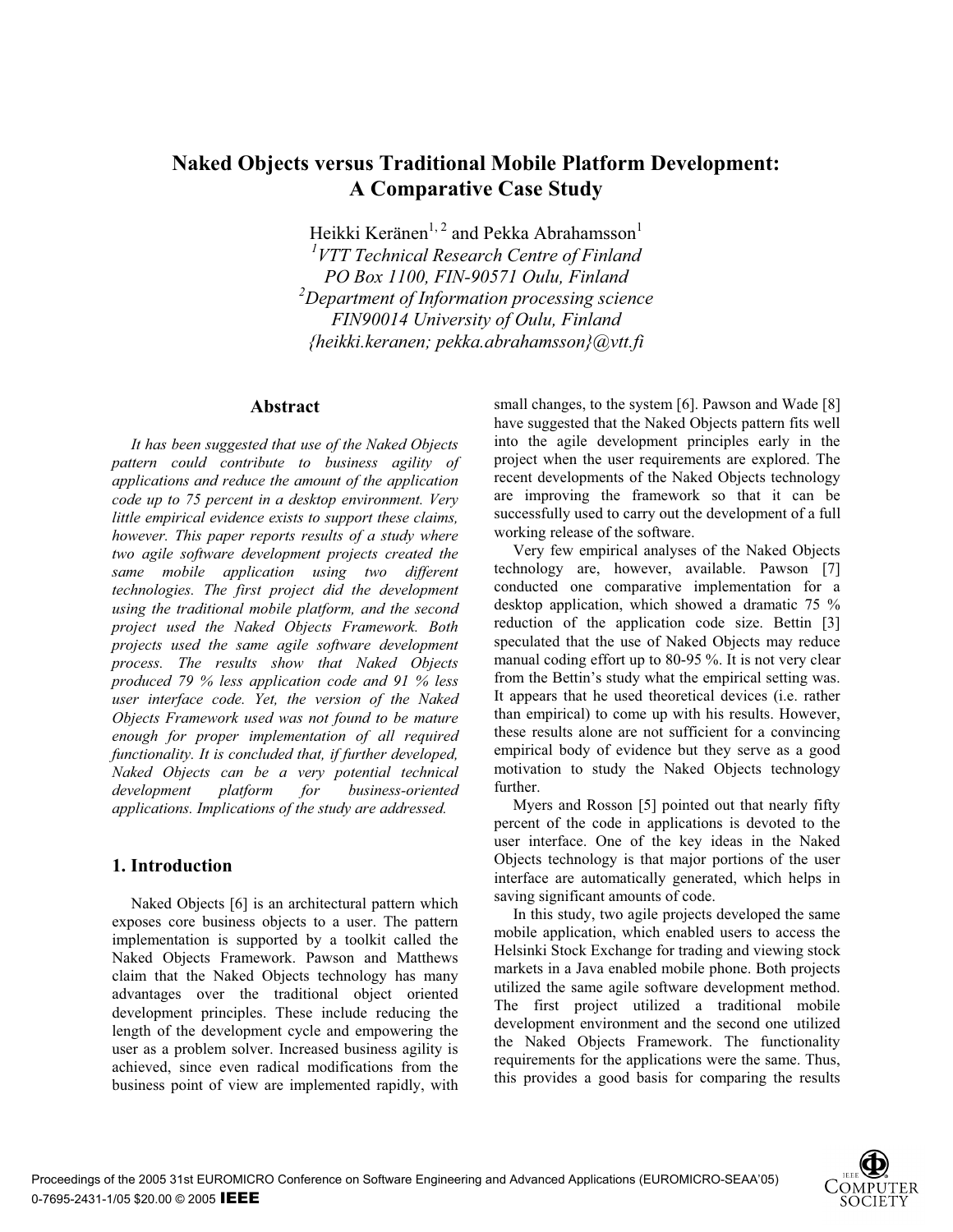# Naked Objects versus Traditional Mobile Platform Development: A Comparative Case Study

Heikki Keränen[1, 2] and Pekka Abrahamsson[1]

[1]*VTT Technical Research Centre of Finland*
*PO Box 1100, FIN-90571 Oulu, Finland*
[2]*Department of Information processing science*
*FIN90014 University of Oulu, Finland*
*{heikki.keranen; pekka.abrahamsson}@vtt.fi*

## Abstract

*It has been suggested that use of the Naked Objects pattern could contribute to business agility of applications and reduce the amount of the application code up to 75 percent in a desktop environment. Very little empirical evidence exists to support these claims, however. This paper reports results of a study where two agile software development projects created the same mobile application using two different technologies. The first project did the development using the traditional mobile platform, and the second project used the Naked Objects Framework. Both projects used the same agile software development process. The results show that Naked Objects produced 79 % less application code and 91 % less user interface code. Yet, the version of the Naked Objects Framework used was not found to be mature enough for proper implementation of all required functionality. It is concluded that, if further developed, Naked Objects can be a very potential technical development platform for business-oriented applications. Implications of the study are addressed.*

## 1. Introduction

Naked Objects [6] is an architectural pattern which exposes core business objects to a user. The pattern implementation is supported by a toolkit called the Naked Objects Framework. Pawson and Matthews claim that the Naked Objects technology has many advantages over the traditional object oriented development principles. These include reducing the length of the development cycle and empowering the user as a problem solver. Increased business agility is achieved, since even radical modifications from the business point of view are implemented rapidly, with small changes, to the system [6]. Pawson and Wade [8] have suggested that the Naked Objects pattern fits well into the agile development principles early in the project when the user requirements are explored. The recent developments of the Naked Objects technology are improving the framework so that it can be successfully used to carry out the development of a full working release of the software.

Very few empirical analyses of the Naked Objects technology are, however, available. Pawson [7] conducted one comparative implementation for a desktop application, which showed a dramatic 75 % reduction of the application code size. Bettin [3] speculated that the use of Naked Objects may reduce manual coding effort up to 80-95 %. It is not very clear from the Bettin's study what the empirical setting was. It appears that he used theoretical devices (i.e. rather than empirical) to come up with his results. However, these results alone are not sufficient for a convincing empirical body of evidence but they serve as a good motivation to study the Naked Objects technology further.

Myers and Rosson [5] pointed out that nearly fifty percent of the code in applications is devoted to the user interface. One of the key ideas in the Naked Objects technology is that major portions of the user interface are automatically generated, which helps in saving significant amounts of code.

In this study, two agile projects developed the same mobile application, which enabled users to access the Helsinki Stock Exchange for trading and viewing stock markets in a Java enabled mobile phone. Both projects utilized the same agile software development method. The first project utilized a traditional mobile development environment and the second one utilized the Naked Objects Framework. The functionality requirements for the applications were the same. Thus, this provides a good basis for comparing the results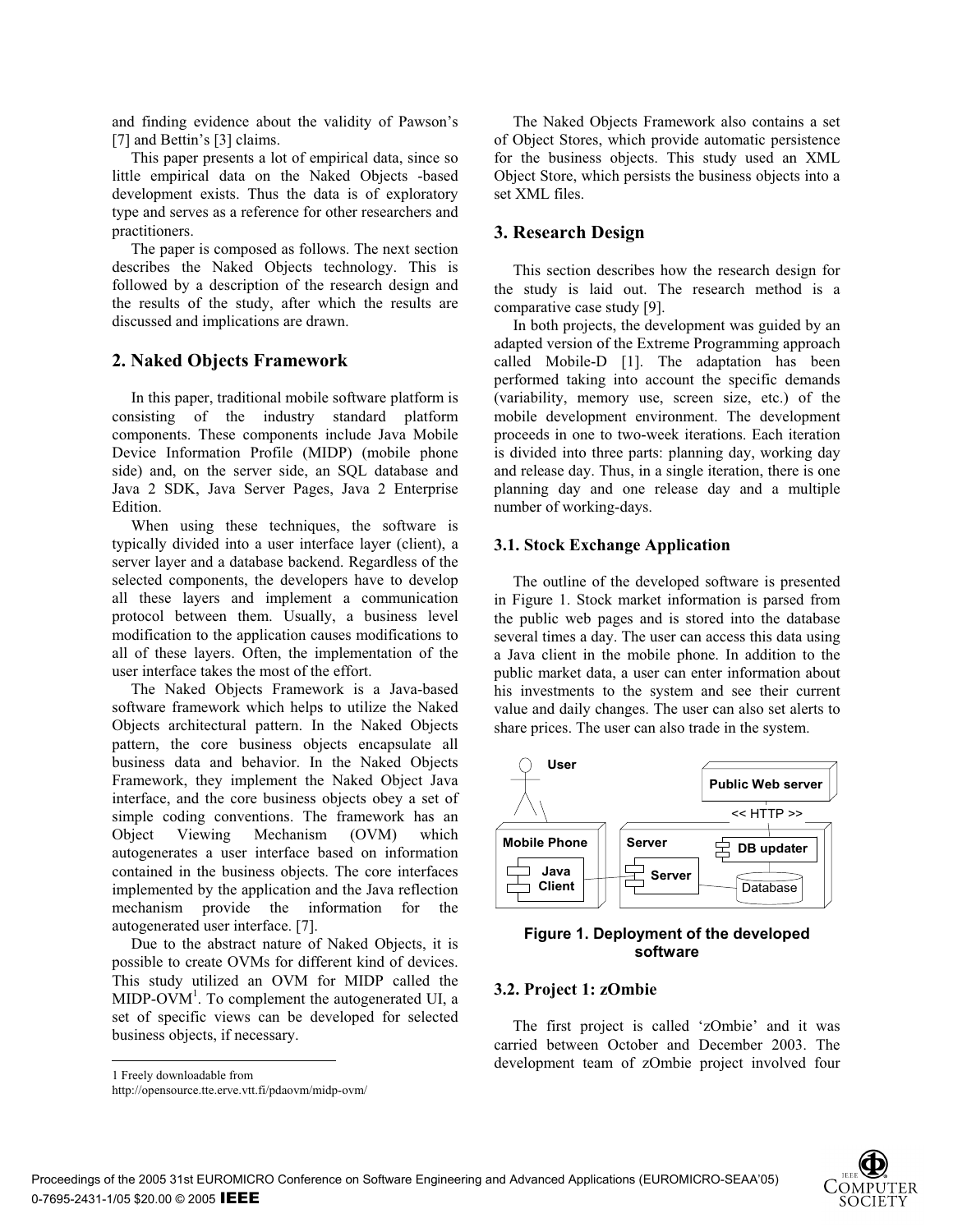and finding evidence about the validity of Pawson's [7] and Bettin's [3] claims.

This paper presents a lot of empirical data, since so little empirical data on the Naked Objects -based development exists. Thus the data is of exploratory type and serves as a reference for other researchers and practitioners.

The paper is composed as follows. The next section describes the Naked Objects technology. This is followed by a description of the research design and the results of the study, after which the results are discussed and implications are drawn.

## 2. Naked Objects Framework

In this paper, traditional mobile software platform is consisting of the industry standard platform components. These components include Java Mobile Device Information Profile (MIDP) (mobile phone side) and, on the server side, an SQL database and Java 2 SDK, Java Server Pages, Java 2 Enterprise Edition.

When using these techniques, the software is typically divided into a user interface layer (client), a server layer and a database backend. Regardless of the selected components, the developers have to develop all these layers and implement a communication protocol between them. Usually, a business level modification to the application causes modifications to all of these layers. Often, the implementation of the user interface takes the most of the effort.

The Naked Objects Framework is a Java-based software framework which helps to utilize the Naked Objects architectural pattern. In the Naked Objects pattern, the core business objects encapsulate all business data and behavior. In the Naked Objects Framework, they implement the Naked Object Java interface, and the core business objects obey a set of simple coding conventions. The framework has an Object Viewing Mechanism (OVM) which autogenerates a user interface based on information contained in the business objects. The core interfaces implemented by the application and the Java reflection mechanism provide the information for the autogenerated user interface. [7].

Due to the abstract nature of Naked Objects, it is possible to create OVMs for different kind of devices. This study utilized an OVM for MIDP called the MIDP-OVM[1]. To complement the autogenerated UI, a set of specific views can be developed for selected business objects, if necessary.

1 Freely downloadable from http://opensource.tte.erve.vtt.fi/pdaovm/midp-ovm/

The Naked Objects Framework also contains a set of Object Stores, which provide automatic persistence for the business objects. This study used an XML Object Store, which persists the business objects into a set XML files.

## 3. Research Design

This section describes how the research design for the study is laid out. The research method is a comparative case study [9].

In both projects, the development was guided by an adapted version of the Extreme Programming approach called Mobile-D [1]. The adaptation has been performed taking into account the specific demands (variability, memory use, screen size, etc.) of the mobile development environment. The development proceeds in one to two-week iterations. Each iteration is divided into three parts: planning day, working day and release day. Thus, in a single iteration, there is one planning day and one release day and a multiple number of working-days.

### 3.1. Stock Exchange Application

The outline of the developed software is presented in Figure 1. Stock market information is parsed from the public web pages and is stored into the database several times a day. The user can access this data using a Java client in the mobile phone. In addition to the public market data, a user can enter information about his investments to the system and see their current value and daily changes. The user can also set alerts to share prices. The user can also trade in the system.

**Figure 1. Deployment of the developed software**

### 3.2. Project 1: zOmbie

The first project is called 'zOmbie' and it was carried between October and December 2003. The development team of zOmbie project involved four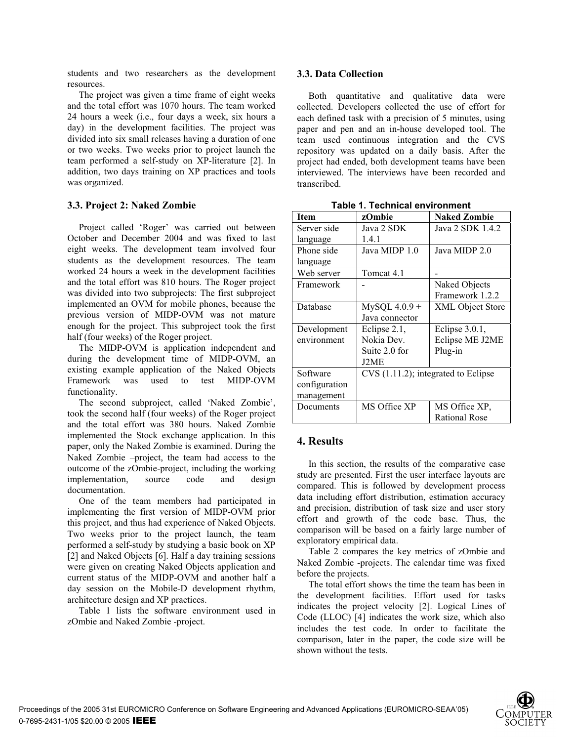students and two researchers as the development resources.

The project was given a time frame of eight weeks and the total effort was 1070 hours. The team worked 24 hours a week (i.e., four days a week, six hours a day) in the development facilities. The project was divided into six small releases having a duration of one or two weeks. Two weeks prior to project launch the team performed a self-study on XP-literature [2]. In addition, two days training on XP practices and tools was organized.

### 3.3. Project 2: Naked Zombie

Project called 'Roger' was carried out between October and December 2004 and was fixed to last eight weeks. The development team involved four students as the development resources. The team worked 24 hours a week in the development facilities and the total effort was 810 hours. The Roger project was divided into two subprojects: The first subproject implemented an OVM for mobile phones, because the previous version of MIDP-OVM was not mature enough for the project. This subproject took the first half (four weeks) of the Roger project.

The MIDP-OVM is application independent and during the development time of MIDP-OVM, an existing example application of the Naked Objects Framework was used to test MIDP-OVM functionality.

The second subproject, called 'Naked Zombie', took the second half (four weeks) of the Roger project and the total effort was 380 hours. Naked Zombie implemented the Stock exchange application. In this paper, only the Naked Zombie is examined. During the Naked Zombie –project, the team had access to the outcome of the zOmbie-project, including the working implementation, source code and design documentation.

One of the team members had participated in implementing the first version of MIDP-OVM prior this project, and thus had experience of Naked Objects. Two weeks prior to the project launch, the team performed a self-study by studying a basic book on XP [2] and Naked Objects [6]. Half a day training sessions were given on creating Naked Objects application and current status of the MIDP-OVM and another half a day session on the Mobile-D development rhythm, architecture design and XP practices.

Table 1 lists the software environment used in zOmbie and Naked Zombie -project.

### 3.3. Data Collection

Both quantitative and qualitative data were collected. Developers collected the use of effort for each defined task with a precision of 5 minutes, using paper and pen and an in-house developed tool. The team used continuous integration and the CVS repository was updated on a daily basis. After the project had ended, both development teams have been interviewed. The interviews have been recorded and transcribed.

**Table 1. Technical environment**

| Item | zOmbie | Naked Zombie |
|---|---|---|
| Server side language | Java 2 SDK 1.4.1 | Java 2 SDK 1.4.2 |
| Phone side language | Java MIDP 1.0 | Java MIDP 2.0 |
| Web server | Tomcat 4.1 | - |
| Framework | - | Naked Objects Framework 1.2.2 |
| Database | MySQL 4.0.9 + Java connector | XML Object Store |
| Development environment | Eclipse 2.1, Nokia Dev. Suite 2.0 for J2ME | Eclipse 3.0.1, Eclipse ME J2ME Plug-in |
| Software configuration management | CVS (1.11.2); integrated to Eclipse | |
| Documents | MS Office XP | MS Office XP, Rational Rose |

## 4. Results

In this section, the results of the comparative case study are presented. First the user interface layouts are compared. This is followed by development process data including effort distribution, estimation accuracy and precision, distribution of task size and user story effort and growth of the code base. Thus, the comparison will be based on a fairly large number of exploratory empirical data.

Table 2 compares the key metrics of zOmbie and Naked Zombie -projects. The calendar time was fixed before the projects.

The total effort shows the time the team has been in the development facilities. Effort used for tasks indicates the project velocity [2]. Logical Lines of Code (LLOC) [4] indicates the work size, which also includes the test code. In order to facilitate the comparison, later in the paper, the code size will be shown without the tests.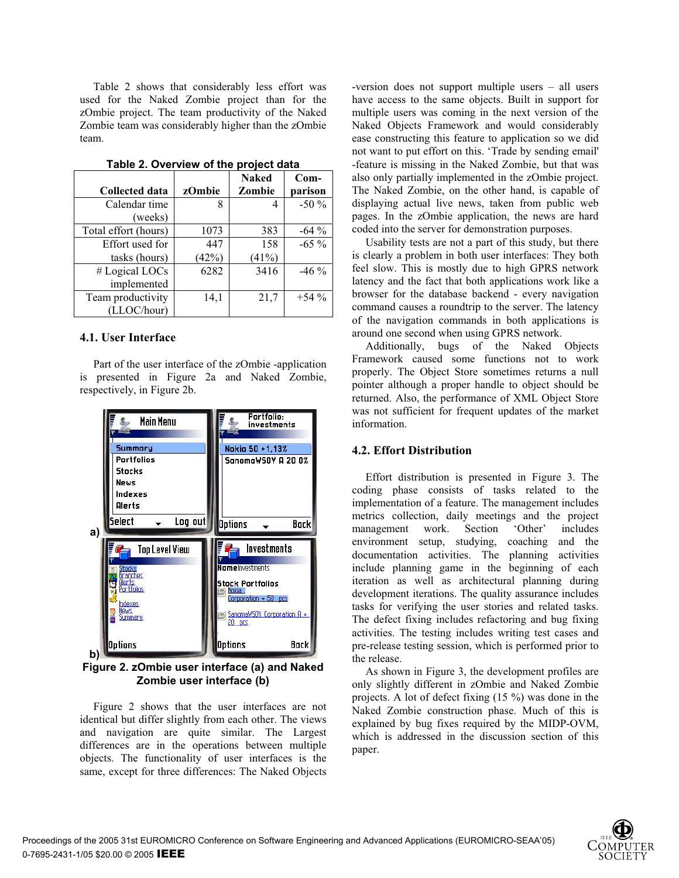Table 2 shows that considerably less effort was used for the Naked Zombie project than for the zOmbie project. The team productivity of the Naked Zombie team was considerably higher than the zOmbie team.

**Table 2. Overview of the project data**

| Collected data | zOmbie | Naked Zombie | Com-parison |
|---|---|---|---|
| Calendar time (weeks) | 8 | 4 | -50 % |
| Total effort (hours) | 1073 | 383 | -64 % |
| Effort used for tasks (hours) | 447 (42%) | 158 (41%) | -65 % |
| # Logical LOCs implemented | 6282 | 3416 | -46 % |
| Team productivity (LLOC/hour) | 14,1 | 21,7 | +54 % |

### 4.1. User Interface

Part of the user interface of the zOmbie -application is presented in Figure 2a and Naked Zombie, respectively, in Figure 2b.

**Figure 2. zOmbie user interface (a) and Naked Zombie user interface (b)**

Figure 2 shows that the user interfaces are not identical but differ slightly from each other. The views and navigation are quite similar. The Largest differences are in the operations between multiple objects. The functionality of user interfaces is the same, except for three differences: The Naked Objects -version does not support multiple users – all users have access to the same objects. Built in support for multiple users was coming in the next version of the Naked Objects Framework and would considerably ease constructing this feature to application so we did not want to put effort on this. 'Trade by sending email' -feature is missing in the Naked Zombie, but that was also only partially implemented in the zOmbie project. The Naked Zombie, on the other hand, is capable of displaying actual live news, taken from public web pages. In the zOmbie application, the news are hard coded into the server for demonstration purposes.

Usability tests are not a part of this study, but there is clearly a problem in both user interfaces: They both feel slow. This is mostly due to high GPRS network latency and the fact that both applications work like a browser for the database backend - every navigation command causes a roundtrip to the server. The latency of the navigation commands in both applications is around one second when using GPRS network.

Additionally, bugs of the Naked Objects Framework caused some functions not to work properly. The Object Store sometimes returns a null pointer although a proper handle to object should be returned. Also, the performance of XML Object Store was not sufficient for frequent updates of the market information.

### 4.2. Effort Distribution

Effort distribution is presented in Figure 3. The coding phase consists of tasks related to the implementation of a feature. The management includes metrics collection, daily meetings and the project management work. Section 'Other' includes environment setup, studying, coaching and the documentation activities. The planning activities include planning game in the beginning of each iteration as well as architectural planning during development iterations. The quality assurance includes tasks for verifying the user stories and related tasks. The defect fixing includes refactoring and bug fixing activities. The testing includes writing test cases and pre-release testing session, which is performed prior to the release.

As shown in Figure 3, the development profiles are only slightly different in zOmbie and Naked Zombie projects. A lot of defect fixing (15 %) was done in the Naked Zombie construction phase. Much of this is explained by bug fixes required by the MIDP-OVM, which is addressed in the discussion section of this paper.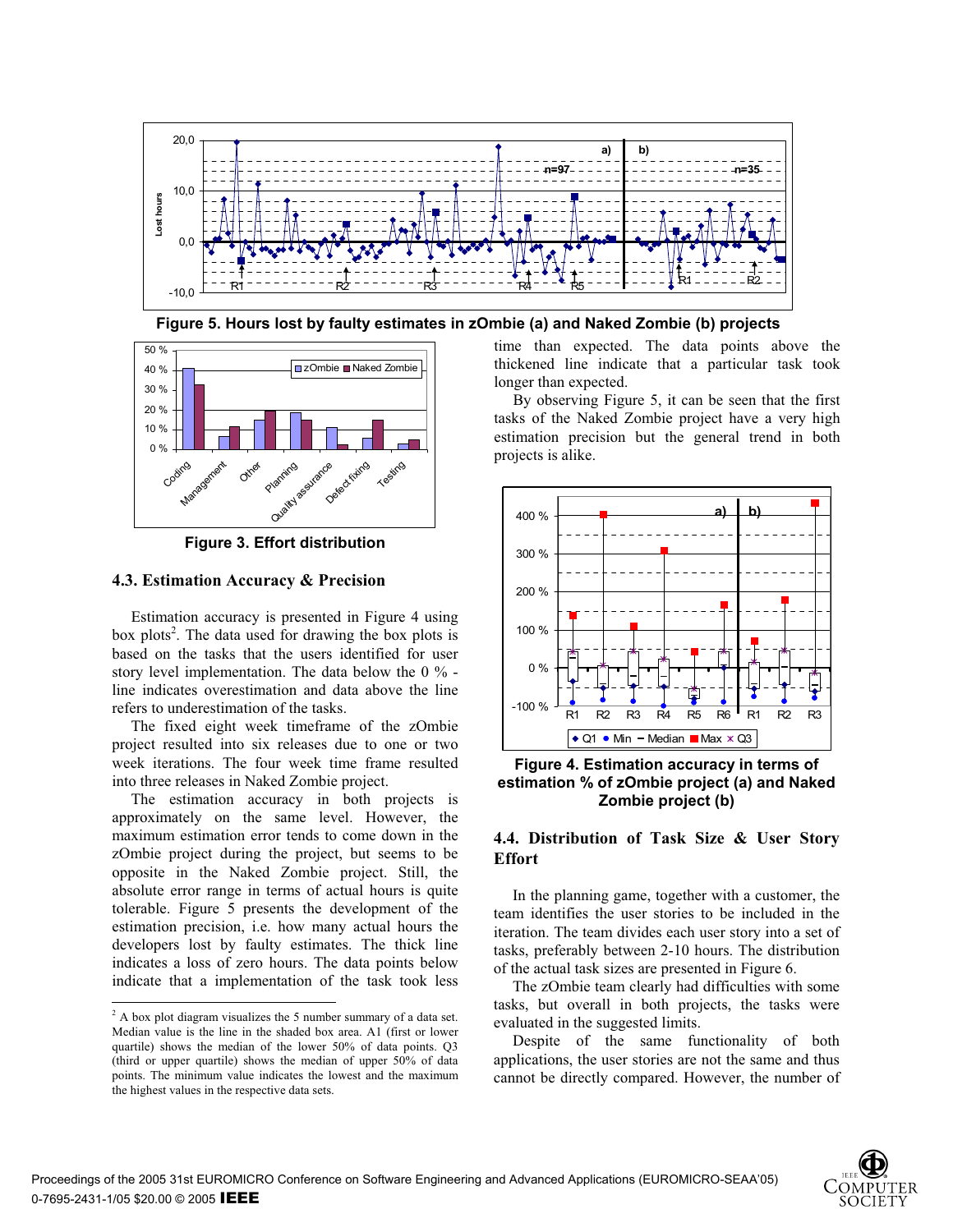Figure 5. Hours lost by faulty estimates in zOmbie (a) and Naked Zombie (b) projects

Figure 3. Effort distribution

### 4.3. Estimation Accuracy & Precision

Estimation accuracy is presented in Figure 4 using box plots[2]. The data used for drawing the box plots is based on the tasks that the users identified for user story level implementation. The data below the 0 % - line indicates overestimation and data above the line refers to underestimation of the tasks.

The fixed eight week timeframe of the zOmbie project resulted into six releases due to one or two week iterations. The four week time frame resulted into three releases in Naked Zombie project.

The estimation accuracy in both projects is approximately on the same level. However, the maximum estimation error tends to come down in the zOmbie project during the project, but seems to be opposite in the Naked Zombie project. Still, the absolute error range in terms of actual hours is quite tolerable. Figure 5 presents the development of the estimation precision, i.e. how many actual hours the developers lost by faulty estimates. The thick line indicates a loss of zero hours. The data points below indicate that a implementation of the task took less time than expected. The data points above the thickened line indicate that a particular task took longer than expected.

By observing Figure 5, it can be seen that the first tasks of the Naked Zombie project have a very high estimation precision but the general trend in both projects is alike.

Figure 4. Estimation accuracy in terms of estimation % of zOmbie project (a) and Naked Zombie project (b)

### 4.4. Distribution of Task Size & User Story Effort

In the planning game, together with a customer, the team identifies the user stories to be included in the iteration. The team divides each user story into a set of tasks, preferably between 2-10 hours. The distribution of the actual task sizes are presented in Figure 6.

The zOmbie team clearly had difficulties with some tasks, but overall in both projects, the tasks were evaluated in the suggested limits.

Despite of the same functionality of both applications, the user stories are not the same and thus cannot be directly compared. However, the number of

---

[2] A box plot diagram visualizes the 5 number summary of a data set. Median value is the line in the shaded box area. A1 (first or lower quartile) shows the median of the lower 50% of data points. Q3 (third or upper quartile) shows the median of upper 50% of data points. The minimum value indicates the lowest and the maximum the highest values in the respective data sets.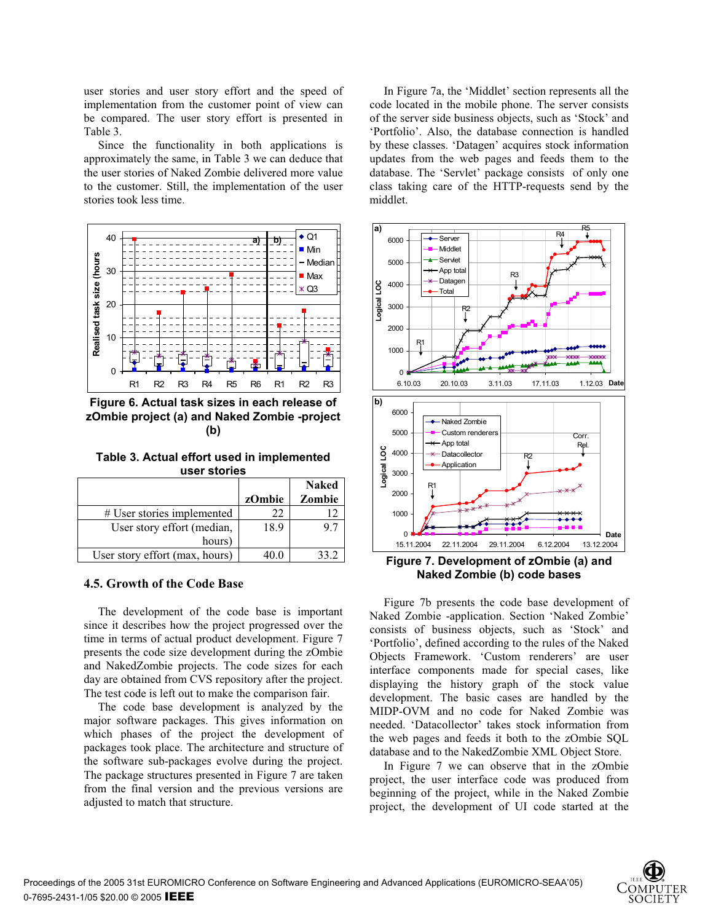user stories and user story effort and the speed of implementation from the customer point of view can be compared. The user story effort is presented in Table 3.

Since the functionality in both applications is approximately the same, in Table 3 we can deduce that the user stories of Naked Zombie delivered more value to the customer. Still, the implementation of the user stories took less time.

**Figure 6. Actual task sizes in each release of zOmbie project (a) and Naked Zombie -project (b)**

**Table 3. Actual effort used in implemented user stories**

| | zOmbie | Naked Zombie |
|---|---|---|
| # User stories implemented | 22 | 12 |
| User story effort (median, hours) | 18.9 | 9.7 |
| User story effort (max, hours) | 40.0 | 33.2 |

### 4.5. Growth of the Code Base

The development of the code base is important since it describes how the project progressed over the time in terms of actual product development. Figure 7 presents the code size development during the zOmbie and NakedZombie projects. The code sizes for each day are obtained from CVS repository after the project. The test code is left out to make the comparison fair.

The code base development is analyzed by the major software packages. This gives information on which phases of the project the development of packages took place. The architecture and structure of the software sub-packages evolve during the project. The package structures presented in Figure 7 are taken from the final version and the previous versions are adjusted to match that structure.

In Figure 7a, the 'Middlet' section represents all the code located in the mobile phone. The server consists of the server side business objects, such as 'Stock' and 'Portfolio'. Also, the database connection is handled by these classes. 'Datagen' acquires stock information updates from the web pages and feeds them to the database. The 'Servlet' package consists of only one class taking care of the HTTP-requests send by the middlet.

**Figure 7. Development of zOmbie (a) and Naked Zombie (b) code bases**

Figure 7b presents the code base development of Naked Zombie -application. Section 'Naked Zombie' consists of business objects, such as 'Stock' and 'Portfolio', defined according to the rules of the Naked Objects Framework. 'Custom renderers' are user interface components made for special cases, like displaying the history graph of the stock value development. The basic cases are handled by the MIDP-OVM and no code for Naked Zombie was needed. 'Datacollector' takes stock information from the web pages and feeds it both to the zOmbie SQL database and to the NakedZombie XML Object Store.

In Figure 7 we can observe that in the zOmbie project, the user interface code was produced from beginning of the project, while in the Naked Zombie project, the development of UI code started at the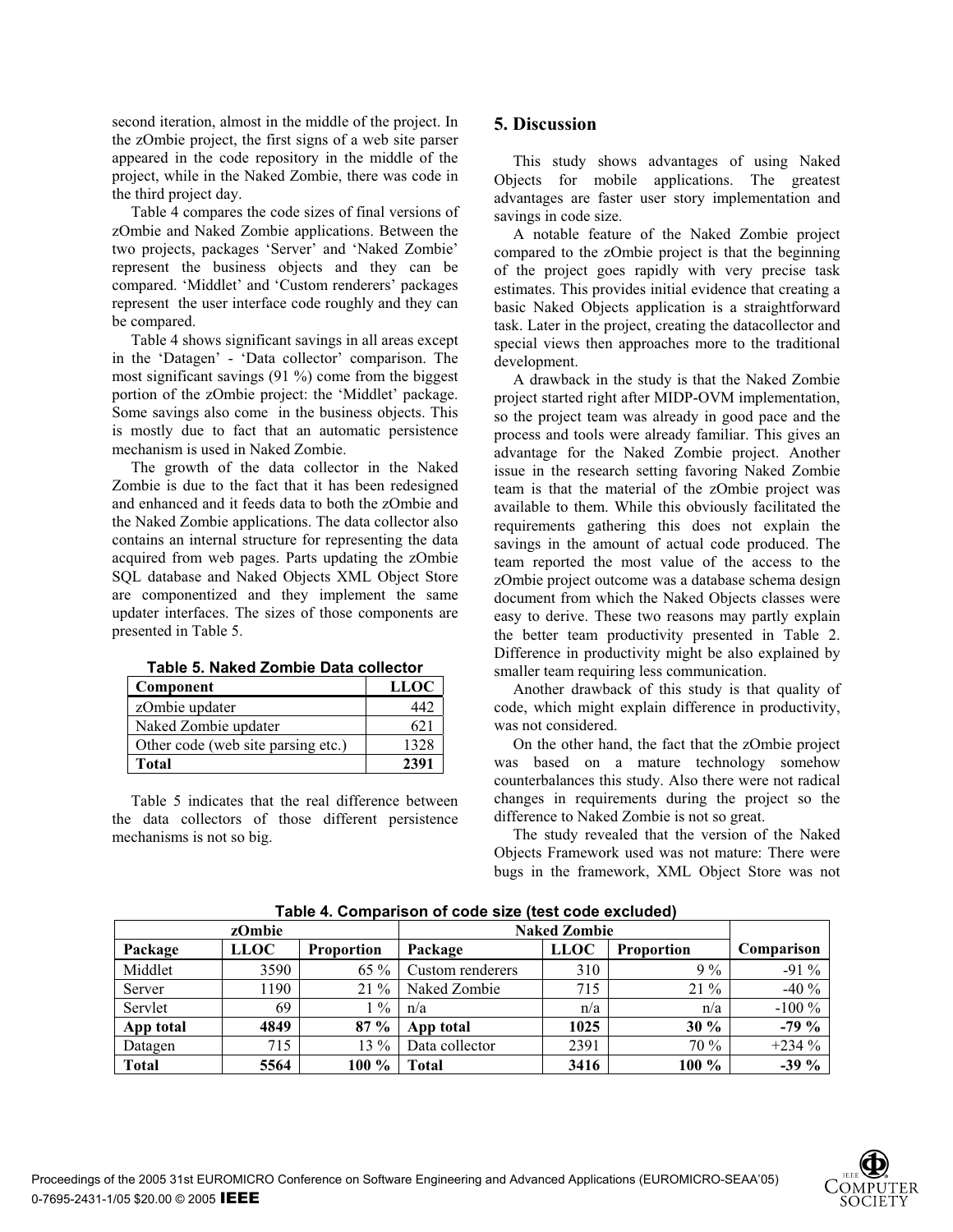second iteration, almost in the middle of the project. In the zOmbie project, the first signs of a web site parser appeared in the code repository in the middle of the project, while in the Naked Zombie, there was code in the third project day.

Table 4 compares the code sizes of final versions of zOmbie and Naked Zombie applications. Between the two projects, packages 'Server' and 'Naked Zombie' represent the business objects and they can be compared. 'Middlet' and 'Custom renderers' packages represent the user interface code roughly and they can be compared.

Table 4 shows significant savings in all areas except in the 'Datagen' - 'Data collector' comparison. The most significant savings (91 %) come from the biggest portion of the zOmbie project: the 'Middlet' package. Some savings also come in the business objects. This is mostly due to fact that an automatic persistence mechanism is used in Naked Zombie.

The growth of the data collector in the Naked Zombie is due to the fact that it has been redesigned and enhanced and it feeds data to both the zOmbie and the Naked Zombie applications. The data collector also contains an internal structure for representing the data acquired from web pages. Parts updating the zOmbie SQL database and Naked Objects XML Object Store are componentized and they implement the same updater interfaces. The sizes of those components are presented in Table 5.

**Table 5. Naked Zombie Data collector**

| Component | LLOC |
|---|---|
| zOmbie updater | 442 |
| Naked Zombie updater | 621 |
| Other code (web site parsing etc.) | 1328 |
| **Total** | **2391** |

Table 5 indicates that the real difference between the data collectors of those different persistence mechanisms is not so big.

## 5. Discussion

This study shows advantages of using Naked Objects for mobile applications. The greatest advantages are faster user story implementation and savings in code size.

A notable feature of the Naked Zombie project compared to the zOmbie project is that the beginning of the project goes rapidly with very precise task estimates. This provides initial evidence that creating a basic Naked Objects application is a straightforward task. Later in the project, creating the datacollector and special views then approaches more to the traditional development.

A drawback in the study is that the Naked Zombie project started right after MIDP-OVM implementation, so the project team was already in good pace and the process and tools were already familiar. This gives an advantage for the Naked Zombie project. Another issue in the research setting favoring Naked Zombie team is that the material of the zOmbie project was available to them. While this obviously facilitated the requirements gathering this does not explain the savings in the amount of actual code produced. The team reported the most value of the access to the zOmbie project outcome was a database schema design document from which the Naked Objects classes were easy to derive. These two reasons may partly explain the better team productivity presented in Table 2. Difference in productivity might be also explained by smaller team requiring less communication.

Another drawback of this study is that quality of code, which might explain difference in productivity, was not considered.

On the other hand, the fact that the zOmbie project was based on a mature technology somehow counterbalances this study. Also there were not radical changes in requirements during the project so the difference to Naked Zombie is not so great.

The study revealed that the version of the Naked Objects Framework used was not mature: There were bugs in the framework, XML Object Store was not

**Table 4. Comparison of code size (test code excluded)**

| zOmbie | | | Naked Zombie | | | |
|---|---|---|---|---|---|---|
| **Package** | **LLOC** | **Proportion** | **Package** | **LLOC** | **Proportion** | **Comparison** |
| Middlet | 3590 | 65 % | Custom renderers | 310 | 9 % | -91 % |
| Server | 1190 | 21 % | Naked Zombie | 715 | 21 % | -40 % |
| Servlet | 69 | 1 % | n/a | n/a | n/a | -100 % |
| **App total** | **4849** | **87 %** | **App total** | **1025** | **30 %** | **-79 %** |
| Datagen | 715 | 13 % | Data collector | 2391 | 70 % | +234 % |
| **Total** | **5564** | **100 %** | **Total** | **3416** | **100 %** | **-39 %** |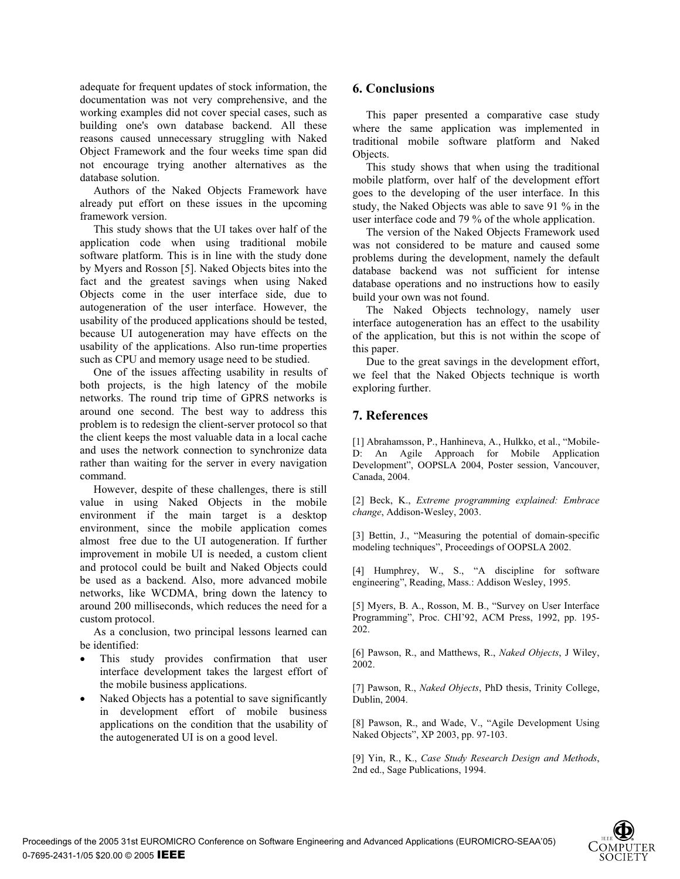adequate for frequent updates of stock information, the documentation was not very comprehensive, and the working examples did not cover special cases, such as building one's own database backend. All these reasons caused unnecessary struggling with Naked Object Framework and the four weeks time span did not encourage trying another alternatives as the database solution.

Authors of the Naked Objects Framework have already put effort on these issues in the upcoming framework version.

This study shows that the UI takes over half of the application code when using traditional mobile software platform. This is in line with the study done by Myers and Rosson [5]. Naked Objects bites into the fact and the greatest savings when using Naked Objects come in the user interface side, due to autogeneration of the user interface. However, the usability of the produced applications should be tested, because UI autogeneration may have effects on the usability of the applications. Also run-time properties such as CPU and memory usage need to be studied.

One of the issues affecting usability in results of both projects, is the high latency of the mobile networks. The round trip time of GPRS networks is around one second. The best way to address this problem is to redesign the client-server protocol so that the client keeps the most valuable data in a local cache and uses the network connection to synchronize data rather than waiting for the server in every navigation command.

However, despite of these challenges, there is still value in using Naked Objects in the mobile environment if the main target is a desktop environment, since the mobile application comes almost free due to the UI autogeneration. If further improvement in mobile UI is needed, a custom client and protocol could be built and Naked Objects could be used as a backend. Also, more advanced mobile networks, like WCDMA, bring down the latency to around 200 milliseconds, which reduces the need for a custom protocol.

As a conclusion, two principal lessons learned can be identified:

- This study provides confirmation that user interface development takes the largest effort of the mobile business applications.
- Naked Objects has a potential to save significantly in development effort of mobile business applications on the condition that the usability of the autogenerated UI is on a good level.

## 6. Conclusions

This paper presented a comparative case study where the same application was implemented in traditional mobile software platform and Naked Objects.

This study shows that when using the traditional mobile platform, over half of the development effort goes to the developing of the user interface. In this study, the Naked Objects was able to save 91 % in the user interface code and 79 % of the whole application.

The version of the Naked Objects Framework used was not considered to be mature and caused some problems during the development, namely the default database backend was not sufficient for intense database operations and no instructions how to easily build your own was not found.

The Naked Objects technology, namely user interface autogeneration has an effect to the usability of the application, but this is not within the scope of this paper.

Due to the great savings in the development effort, we feel that the Naked Objects technique is worth exploring further.

## 7. References

[1] Abrahamsson, P., Hanhineva, A., Hulkko, et al., "Mobile-D: An Agile Approach for Mobile Application Development", OOPSLA 2004, Poster session, Vancouver, Canada, 2004.

[2] Beck, K., *Extreme programming explained: Embrace change*, Addison-Wesley, 2003.

[3] Bettin, J., "Measuring the potential of domain-specific modeling techniques", Proceedings of OOPSLA 2002.

[4] Humphrey, W., S., "A discipline for software engineering", Reading, Mass.: Addison Wesley, 1995.

[5] Myers, B. A., Rosson, M. B., "Survey on User Interface Programming", Proc. CHI'92, ACM Press, 1992, pp. 195-202.

[6] Pawson, R., and Matthews, R., *Naked Objects*, J Wiley, 2002.

[7] Pawson, R., *Naked Objects*, PhD thesis, Trinity College, Dublin, 2004.

[8] Pawson, R., and Wade, V., "Agile Development Using Naked Objects", XP 2003, pp. 97-103.

[9] Yin, R., K., *Case Study Research Design and Methods*, 2nd ed., Sage Publications, 1994.